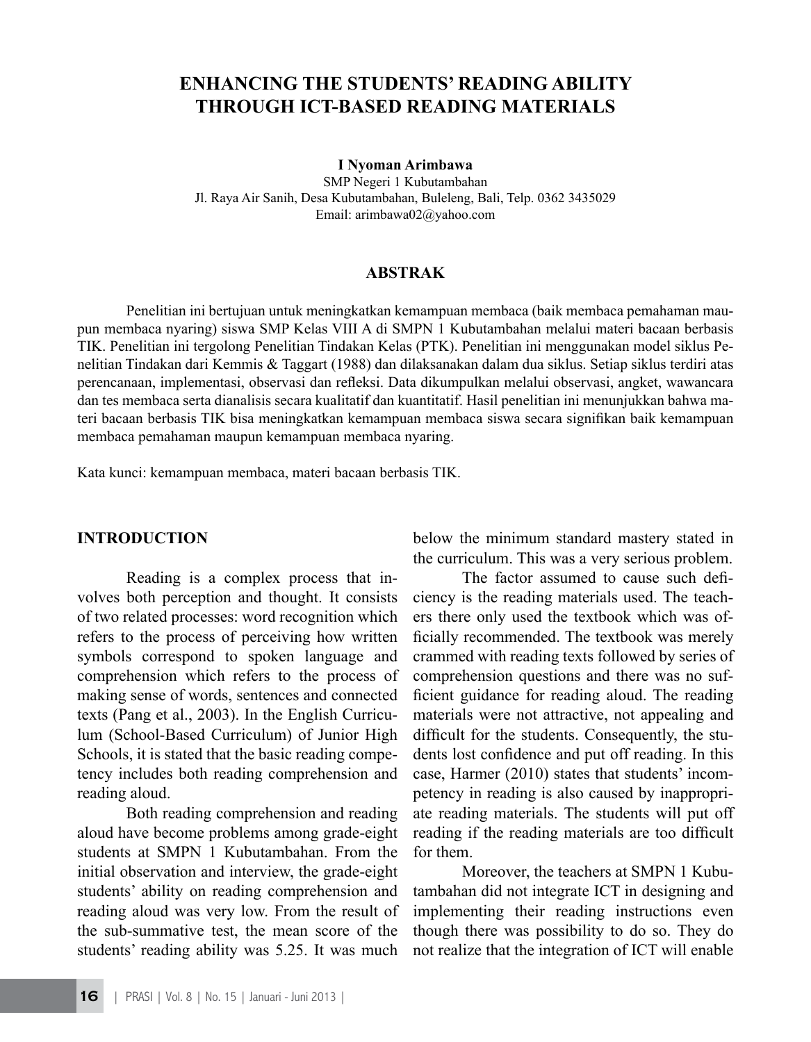# ENHANCING THE STUDENTS' READING ABILITY THROUGH ICT-BASED READING MATERIALS

**I Nyoman Arimbawa**

SMP Negeri 1 Kubutambahan
Jl. Raya Air Sanih, Desa Kubutambahan, Buleleng, Bali, Telp. 0362 3435029
Email: arimbawa02@yahoo.com

## ABSTRAK

Penelitian ini bertujuan untuk meningkatkan kemampuan membaca (baik membaca pemahaman maupun membaca nyaring) siswa SMP Kelas VIII A di SMPN 1 Kubutambahan melalui materi bacaan berbasis TIK. Penelitian ini tergolong Penelitian Tindakan Kelas (PTK). Penelitian ini menggunakan model siklus Penelitian Tindakan dari Kemmis & Taggart (1988) dan dilaksanakan dalam dua siklus. Setiap siklus terdiri atas perencanaan, implementasi, observasi dan refleksi. Data dikumpulkan melalui observasi, angket, wawancara dan tes membaca serta dianalisis secara kualitatif dan kuantitatif. Hasil penelitian ini menunjukkan bahwa materi bacaan berbasis TIK bisa meningkatkan kemampuan membaca siswa secara signifikan baik kemampuan membaca pemahaman maupun kemampuan membaca nyaring.

Kata kunci: kemampuan membaca, materi bacaan berbasis TIK.

## INTRODUCTION

Reading is a complex process that involves both perception and thought. It consists of two related processes: word recognition which refers to the process of perceiving how written symbols correspond to spoken language and comprehension which refers to the process of making sense of words, sentences and connected texts (Pang et al., 2003). In the English Curriculum (School-Based Curriculum) of Junior High Schools, it is stated that the basic reading competency includes both reading comprehension and reading aloud.

Both reading comprehension and reading aloud have become problems among grade-eight students at SMPN 1 Kubutambahan. From the initial observation and interview, the grade-eight students' ability on reading comprehension and reading aloud was very low. From the result of the sub-summative test, the mean score of the students' reading ability was 5.25. It was much below the minimum standard mastery stated in the curriculum. This was a very serious problem.

The factor assumed to cause such deficiency is the reading materials used. The teachers there only used the textbook which was officially recommended. The textbook was merely crammed with reading texts followed by series of comprehension questions and there was no sufficient guidance for reading aloud. The reading materials were not attractive, not appealing and difficult for the students. Consequently, the students lost confidence and put off reading. In this case, Harmer (2010) states that students' incompetency in reading is also caused by inappropriate reading materials. The students will put off reading if the reading materials are too difficult for them.

Moreover, the teachers at SMPN 1 Kubutambahan did not integrate ICT in designing and implementing their reading instructions even though there was possibility to do so. They do not realize that the integration of ICT will enable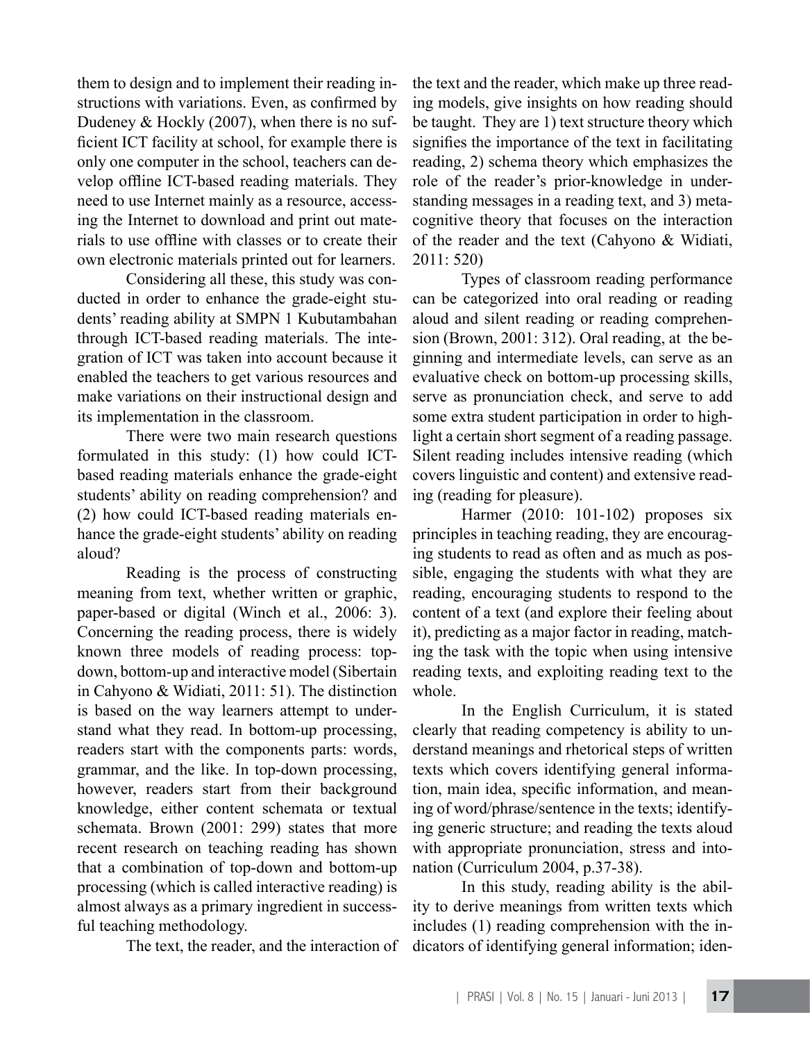them to design and to implement their reading instructions with variations. Even, as confirmed by Dudeney & Hockly (2007), when there is no sufficient ICT facility at school, for example there is only one computer in the school, teachers can develop offline ICT-based reading materials. They need to use Internet mainly as a resource, accessing the Internet to download and print out materials to use offline with classes or to create their own electronic materials printed out for learners.

Considering all these, this study was conducted in order to enhance the grade-eight students' reading ability at SMPN 1 Kubutambahan through ICT-based reading materials. The integration of ICT was taken into account because it enabled the teachers to get various resources and make variations on their instructional design and its implementation in the classroom.

There were two main research questions formulated in this study: (1) how could ICT-based reading materials enhance the grade-eight students' ability on reading comprehension? and (2) how could ICT-based reading materials enhance the grade-eight students' ability on reading aloud?

Reading is the process of constructing meaning from text, whether written or graphic, paper-based or digital (Winch et al., 2006: 3). Concerning the reading process, there is widely known three models of reading process: top-down, bottom-up and interactive model (Sibertain in Cahyono & Widiati, 2011: 51). The distinction is based on the way learners attempt to understand what they read. In bottom-up processing, readers start with the components parts: words, grammar, and the like. In top-down processing, however, readers start from their background knowledge, either content schemata or textual schemata. Brown (2001: 299) states that more recent research on teaching reading has shown that a combination of top-down and bottom-up processing (which is called interactive reading) is almost always as a primary ingredient in successful teaching methodology.

The text, the reader, and the interaction of the text and the reader, which make up three reading models, give insights on how reading should be taught. They are 1) text structure theory which signifies the importance of the text in facilitating reading, 2) schema theory which emphasizes the role of the reader's prior-knowledge in understanding messages in a reading text, and 3) metacognitive theory that focuses on the interaction of the reader and the text (Cahyono & Widiati, 2011: 520)

Types of classroom reading performance can be categorized into oral reading or reading aloud and silent reading or reading comprehension (Brown, 2001: 312). Oral reading, at the beginning and intermediate levels, can serve as an evaluative check on bottom-up processing skills, serve as pronunciation check, and serve to add some extra student participation in order to highlight a certain short segment of a reading passage. Silent reading includes intensive reading (which covers linguistic and content) and extensive reading (reading for pleasure).

Harmer (2010: 101-102) proposes six principles in teaching reading, they are encouraging students to read as often and as much as possible, engaging the students with what they are reading, encouraging students to respond to the content of a text (and explore their feeling about it), predicting as a major factor in reading, matching the task with the topic when using intensive reading texts, and exploiting reading text to the whole.

In the English Curriculum, it is stated clearly that reading competency is ability to understand meanings and rhetorical steps of written texts which covers identifying general information, main idea, specific information, and meaning of word/phrase/sentence in the texts; identifying generic structure; and reading the texts aloud with appropriate pronunciation, stress and intonation (Curriculum 2004, p.37-38).

In this study, reading ability is the ability to derive meanings from written texts which includes (1) reading comprehension with the indicators of identifying general information; iden-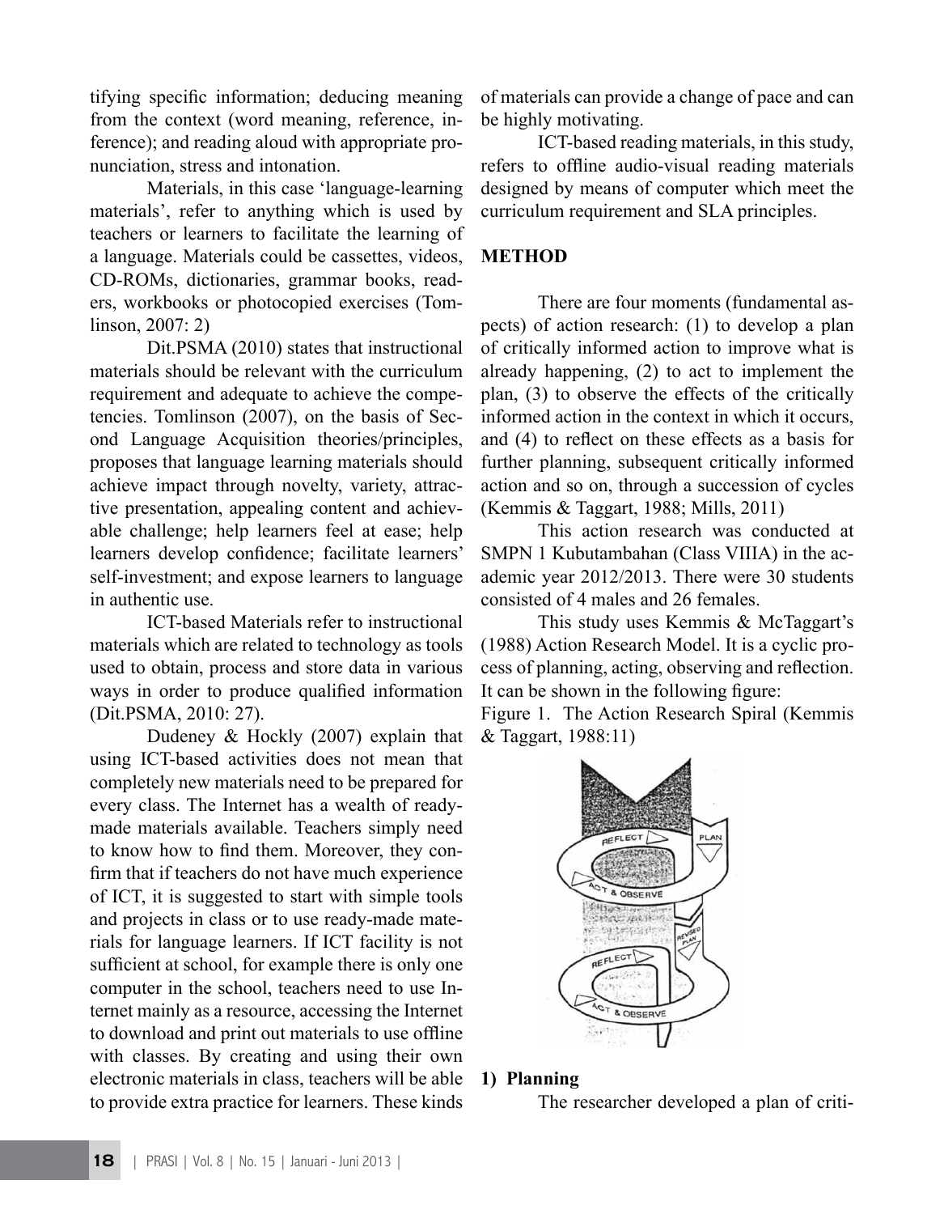tifying specific information; deducing meaning from the context (word meaning, reference, inference); and reading aloud with appropriate pronunciation, stress and intonation.

Materials, in this case 'language-learning materials', refer to anything which is used by teachers or learners to facilitate the learning of a language. Materials could be cassettes, videos, CD-ROMs, dictionaries, grammar books, readers, workbooks or photocopied exercises (Tomlinson, 2007: 2)

Dit.PSMA (2010) states that instructional materials should be relevant with the curriculum requirement and adequate to achieve the competencies. Tomlinson (2007), on the basis of Second Language Acquisition theories/principles, proposes that language learning materials should achieve impact through novelty, variety, attractive presentation, appealing content and achievable challenge; help learners feel at ease; help learners develop confidence; facilitate learners' self-investment; and expose learners to language in authentic use.

ICT-based Materials refer to instructional materials which are related to technology as tools used to obtain, process and store data in various ways in order to produce qualified information (Dit.PSMA, 2010: 27).

Dudeney & Hockly (2007) explain that using ICT-based activities does not mean that completely new materials need to be prepared for every class. The Internet has a wealth of ready-made materials available. Teachers simply need to know how to find them. Moreover, they confirm that if teachers do not have much experience of ICT, it is suggested to start with simple tools and projects in class or to use ready-made materials for language learners. If ICT facility is not sufficient at school, for example there is only one computer in the school, teachers need to use Internet mainly as a resource, accessing the Internet to download and print out materials to use offline with classes. By creating and using their own electronic materials in class, teachers will be able to provide extra practice for learners. These kinds of materials can provide a change of pace and can be highly motivating.

ICT-based reading materials, in this study, refers to offline audio-visual reading materials designed by means of computer which meet the curriculum requirement and SLA principles.

## METHOD

There are four moments (fundamental aspects) of action research: (1) to develop a plan of critically informed action to improve what is already happening, (2) to act to implement the plan, (3) to observe the effects of the critically informed action in the context in which it occurs, and (4) to reflect on these effects as a basis for further planning, subsequent critically informed action and so on, through a succession of cycles (Kemmis & Taggart, 1988; Mills, 2011)

This action research was conducted at SMPN 1 Kubutambahan (Class VIIIA) in the academic year 2012/2013. There were 30 students consisted of 4 males and 26 females.

This study uses Kemmis & McTaggart's (1988) Action Research Model. It is a cyclic process of planning, acting, observing and reflection. It can be shown in the following figure:

Figure 1. The Action Research Spiral (Kemmis & Taggart, 1988:11)

**1) Planning**

The researcher developed a plan of criti-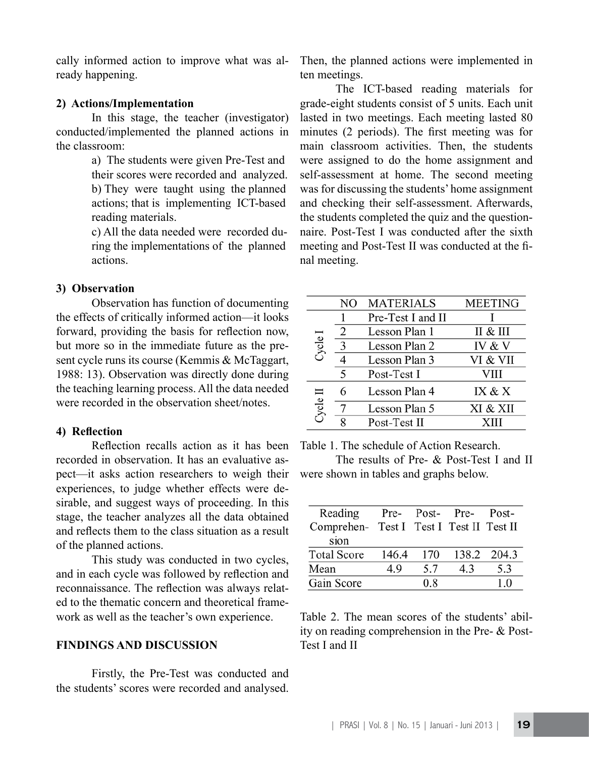cally informed action to improve what was already happening.

**2) Actions/Implementation**

In this stage, the teacher (investigator) conducted/implemented the planned actions in the classroom:

a) The students were given Pre-Test and their scores were recorded and analyzed.
b) They were taught using the planned actions; that is implementing ICT-based reading materials.
c) All the data needed were recorded during the implementations of the planned actions.

**3) Observation**

Observation has function of documenting the effects of critically informed action—it looks forward, providing the basis for reflection now, but more so in the immediate future as the present cycle runs its course (Kemmis & McTaggart, 1988: 13). Observation was directly done during the teaching learning process. All the data needed were recorded in the observation sheet/notes.

**4) Reflection**

Reflection recalls action as it has been recorded in observation. It has an evaluative aspect—it asks action researchers to weigh their experiences, to judge whether effects were desirable, and suggest ways of proceeding. In this stage, the teacher analyzes all the data obtained and reflects them to the class situation as a result of the planned actions.

This study was conducted in two cycles, and in each cycle was followed by reflection and reconnaissance. The reflection was always related to the thematic concern and theoretical framework as well as the teacher's own experience.

## FINDINGS AND DISCUSSION

Firstly, the Pre-Test was conducted and the students' scores were recorded and analysed. Then, the planned actions were implemented in ten meetings.

The ICT-based reading materials for grade-eight students consist of 5 units. Each unit lasted in two meetings. Each meeting lasted 80 minutes (2 periods). The first meeting was for main classroom activities. Then, the students were assigned to do the home assignment and self-assessment at home. The second meeting was for discussing the students' home assignment and checking their self-assessment. Afterwards, the students completed the quiz and the questionnaire. Post-Test I was conducted after the sixth meeting and Post-Test II was conducted at the final meeting.

| | NO | MATERIALS | MEETING |
|---|---|---|---|
| Cycle I | 1 | Pre-Test I and II | I |
| | 2 | Lesson Plan 1 | II & III |
| | 3 | Lesson Plan 2 | IV & V |
| | 4 | Lesson Plan 3 | VI & VII |
| | 5 | Post-Test I | VIII |
| Cycle II | 6 | Lesson Plan 4 | IX & X |
| | 7 | Lesson Plan 5 | XI & XII |
| | 8 | Post-Test II | XIII |

Table 1. The schedule of Action Research.

The results of Pre- & Post-Test I and II were shown in tables and graphs below.

| Reading Comprehension | Pre-Test I | Post-Test I | Pre-Test II | Post-Test II |
|---|---|---|---|---|
| Total Score | 146.4 | 170 | 138.2 | 204.3 |
| Mean | 4.9 | 5.7 | 4.3 | 5.3 |
| Gain Score | | 0.8 | | 1.0 |

Table 2. The mean scores of the students' ability on reading comprehension in the Pre- & Post-Test I and II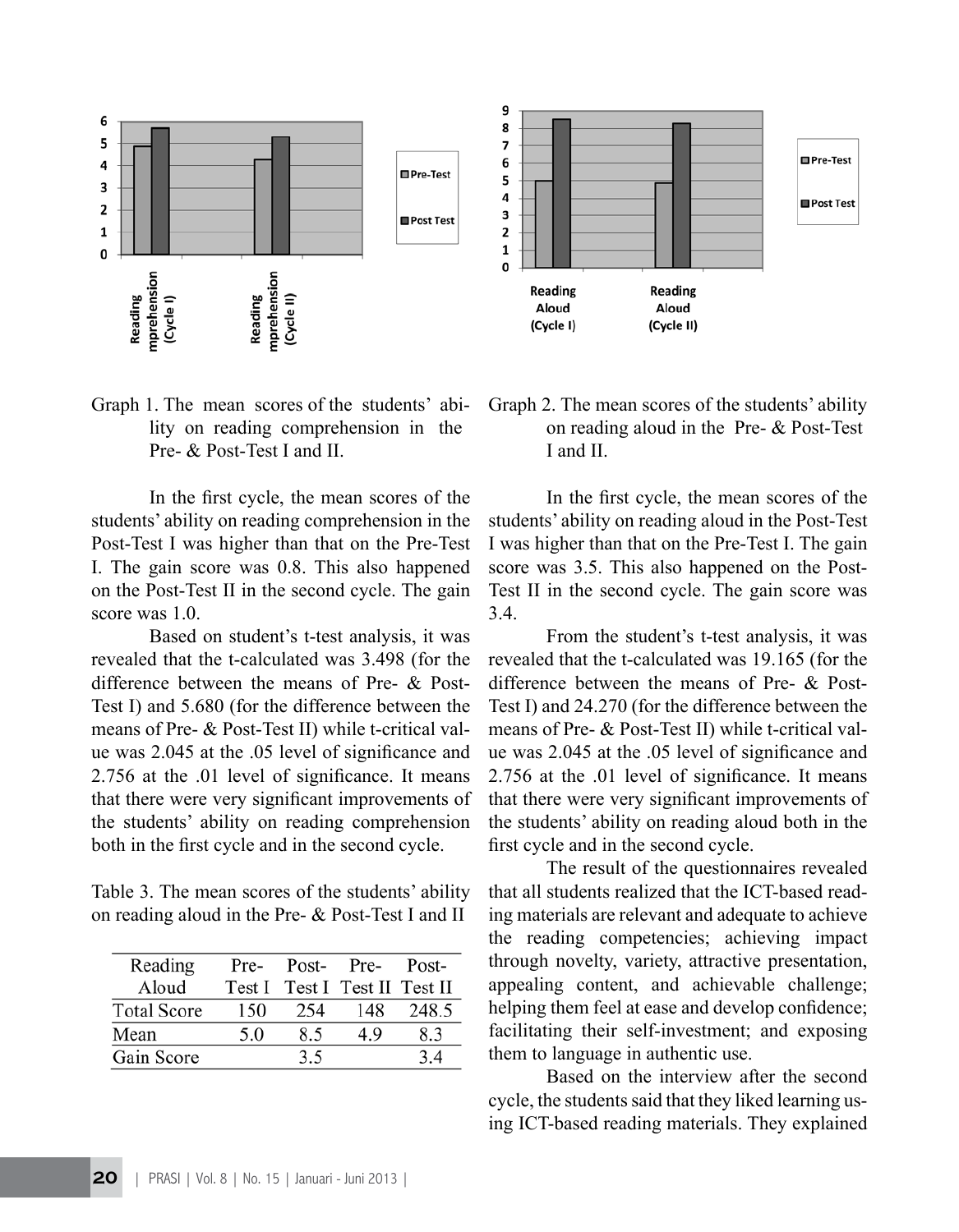Graph 1. The mean scores of the students' ability on reading comprehension in the Pre- & Post-Test I and II.

In the first cycle, the mean scores of the students' ability on reading comprehension in the Post-Test I was higher than that on the Pre-Test I. The gain score was 0.8. This also happened on the Post-Test II in the second cycle. The gain score was 1.0.

Based on student's t-test analysis, it was revealed that the t-calculated was 3.498 (for the difference between the means of Pre- & Post-Test I) and 5.680 (for the difference between the means of Pre- & Post-Test II) while t-critical value was 2.045 at the .05 level of significance and 2.756 at the .01 level of significance. It means that there were very significant improvements of the students' ability on reading comprehension both in the first cycle and in the second cycle.

Table 3. The mean scores of the students' ability on reading aloud in the Pre- & Post-Test I and II

| Reading Aloud | Pre-Test I | Post-Test I | Pre-Test II | Post-Test II |
|---|---|---|---|---|
| Total Score | 150 | 254 | 148 | 248.5 |
| Mean | 5.0 | 8.5 | 4.9 | 8.3 |
| Gain Score | | 3.5 | | 3.4 |

Graph 2. The mean scores of the students' ability on reading aloud in the Pre- & Post-Test I and II.

In the first cycle, the mean scores of the students' ability on reading aloud in the Post-Test I was higher than that on the Pre-Test I. The gain score was 3.5. This also happened on the Post-Test II in the second cycle. The gain score was 3.4.

From the student's t-test analysis, it was revealed that the t-calculated was 19.165 (for the difference between the means of Pre- & Post-Test I) and 24.270 (for the difference between the means of Pre- & Post-Test II) while t-critical value was 2.045 at the .05 level of significance and 2.756 at the .01 level of significance. It means that there were very significant improvements of the students' ability on reading aloud both in the first cycle and in the second cycle.

The result of the questionnaires revealed that all students realized that the ICT-based reading materials are relevant and adequate to achieve the reading competencies; achieving impact through novelty, variety, attractive presentation, appealing content, and achievable challenge; helping them feel at ease and develop confidence; facilitating their self-investment; and exposing them to language in authentic use.

Based on the interview after the second cycle, the students said that they liked learning using ICT-based reading materials. They explained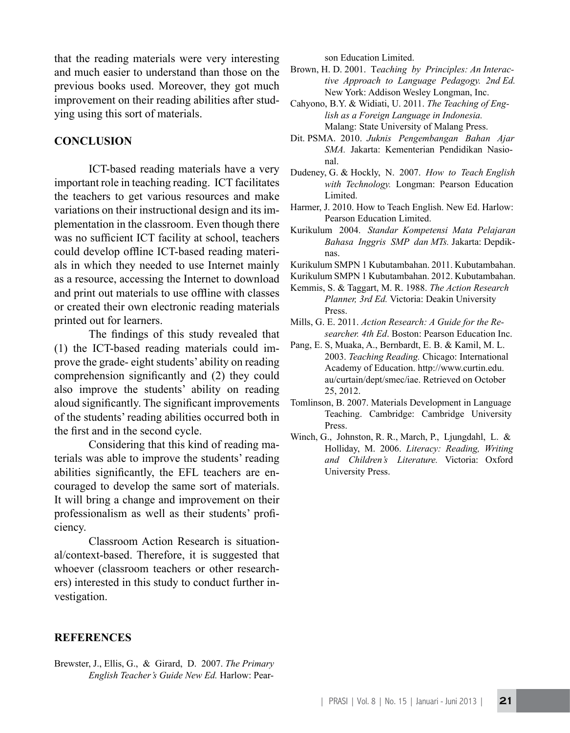that the reading materials were very interesting and much easier to understand than those on the previous books used. Moreover, they got much improvement on their reading abilities after studying using this sort of materials.

## CONCLUSION

ICT-based reading materials have a very important role in teaching reading. ICT facilitates the teachers to get various resources and make variations on their instructional design and its implementation in the classroom. Even though there was no sufficient ICT facility at school, teachers could develop offline ICT-based reading materials in which they needed to use Internet mainly as a resource, accessing the Internet to download and print out materials to use offline with classes or created their own electronic reading materials printed out for learners.

The findings of this study revealed that (1) the ICT-based reading materials could improve the grade- eight students' ability on reading comprehension significantly and (2) they could also improve the students' ability on reading aloud significantly. The significant improvements of the students' reading abilities occurred both in the first and in the second cycle.

Considering that this kind of reading materials was able to improve the students' reading abilities significantly, the EFL teachers are encouraged to develop the same sort of materials. It will bring a change and improvement on their professionalism as well as their students' proficiency.

Classroom Action Research is situational/context-based. Therefore, it is suggested that whoever (classroom teachers or other researchers) interested in this study to conduct further investigation.

## REFERENCES

Brewster, J., Ellis, G., & Girard, D. 2007. *The Primary English Teacher's Guide New Ed.* Harlow: Pearson Education Limited.

Brown, H. D. 2001. *Teaching by Principles: An Interactive Approach to Language Pedagogy. 2nd Ed.* New York: Addison Wesley Longman, Inc.

Cahyono, B.Y. & Widiati, U. 2011. *The Teaching of English as a Foreign Language in Indonesia.* Malang: State University of Malang Press.

Dit. PSMA. 2010. *Juknis Pengembangan Bahan Ajar SMA.* Jakarta: Kementerian Pendidikan Nasional.

Dudeney, G. & Hockly, N. 2007. *How to Teach English with Technology.* Longman: Pearson Education Limited.

Harmer, J. 2010. How to Teach English. New Ed. Harlow: Pearson Education Limited.

Kurikulum 2004. *Standar Kompetensi Mata Pelajaran Bahasa Inggris SMP dan MTs.* Jakarta: Depdiknas.

Kurikulum SMPN 1 Kubutambahan. 2011. Kubutambahan.

Kurikulum SMPN 1 Kubutambahan. 2012. Kubutambahan.

Kemmis, S. & Taggart, M. R. 1988. *The Action Research Planner, 3rd Ed.* Victoria: Deakin University Press.

Mills, G. E. 2011. *Action Research: A Guide for the Researcher. 4th Ed*. Boston: Pearson Education Inc.

Pang, E. S, Muaka, A., Bernbardt, E. B. & Kamil, M. L. 2003. *Teaching Reading.* Chicago: International Academy of Education. http://www.curtin.edu.au/curtain/dept/smec/iae. Retrieved on October 25, 2012.

Tomlinson, B. 2007. Materials Development in Language Teaching. Cambridge: Cambridge University Press.

Winch, G., Johnston, R. R., March, P., Ljungdahl, L. & Holliday, M. 2006. *Literacy: Reading, Writing and Children's Literature.* Victoria: Oxford University Press.